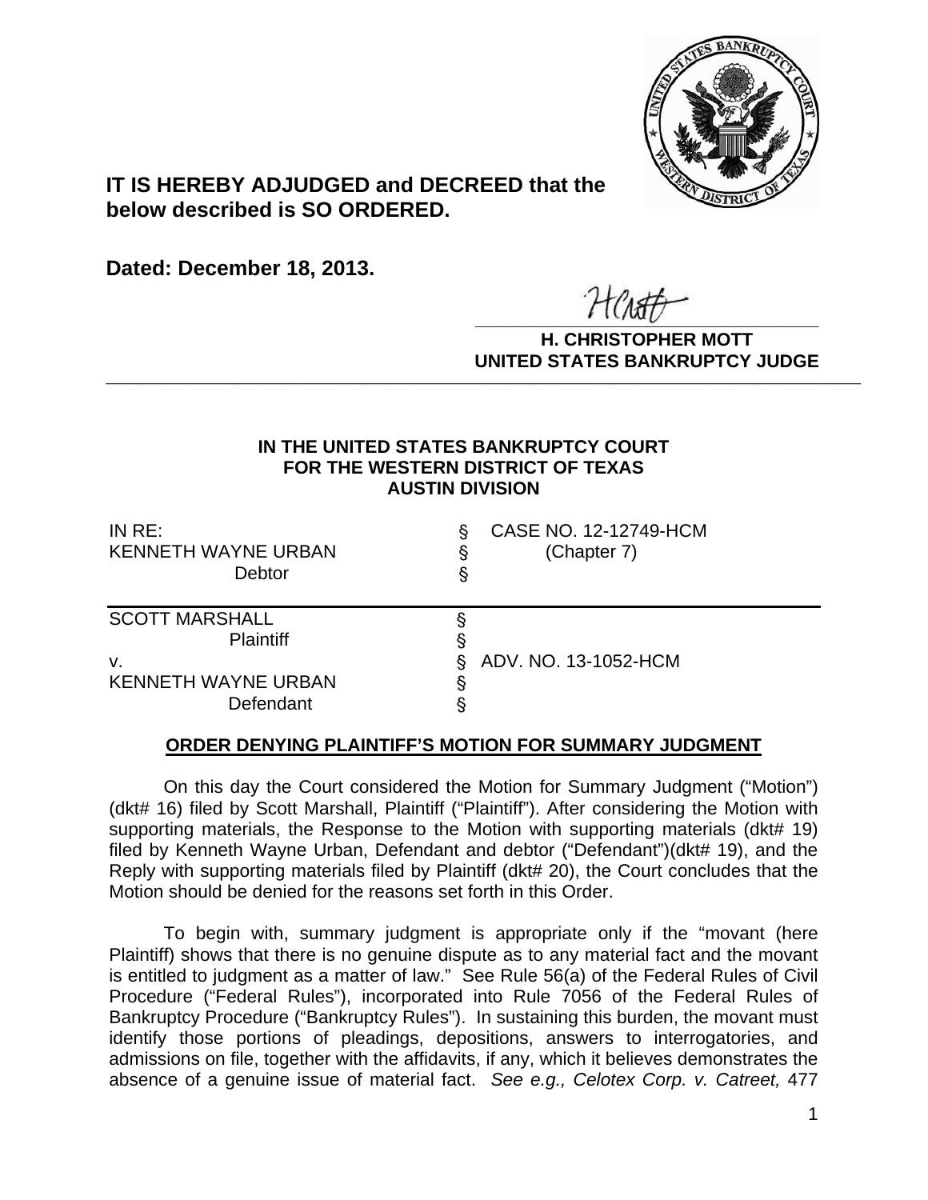**IT IS HEREBY ADJUDGED and DECREED that the below described is SO ORDERED.**

**Dated: December 18, 2013.**

**H. CHRISTOPHER MOTT**
**UNITED STATES BANKRUPTCY JUDGE**

---

**IN THE UNITED STATES BANKRUPTCY COURT**
**FOR THE WESTERN DISTRICT OF TEXAS**
**AUSTIN DIVISION**

| | | |
|---|---|---|
| IN RE: | § | CASE NO. 12-12749-HCM |
| KENNETH WAYNE URBAN | § | (Chapter 7) |
| Debtor | § | |

| | | |
|---|---|---|
| SCOTT MARSHALL | § | |
| Plaintiff | § | |
| v. | § | ADV. NO. 13-1052-HCM |
| KENNETH WAYNE URBAN | § | |
| Defendant | § | |

**ORDER DENYING PLAINTIFF'S MOTION FOR SUMMARY JUDGMENT**

On this day the Court considered the Motion for Summary Judgment ("Motion") (dkt# 16) filed by Scott Marshall, Plaintiff ("Plaintiff"). After considering the Motion with supporting materials, the Response to the Motion with supporting materials (dkt# 19) filed by Kenneth Wayne Urban, Defendant and debtor ("Defendant")(dkt# 19), and the Reply with supporting materials filed by Plaintiff (dkt# 20), the Court concludes that the Motion should be denied for the reasons set forth in this Order.

To begin with, summary judgment is appropriate only if the "movant (here Plaintiff) shows that there is no genuine dispute as to any material fact and the movant is entitled to judgment as a matter of law." See Rule 56(a) of the Federal Rules of Civil Procedure ("Federal Rules"), incorporated into Rule 7056 of the Federal Rules of Bankruptcy Procedure ("Bankruptcy Rules"). In sustaining this burden, the movant must identify those portions of pleadings, depositions, answers to interrogatories, and admissions on file, together with the affidavits, if any, which it believes demonstrates the absence of a genuine issue of material fact. *See e.g., Celotex Corp. v. Catreet,* 477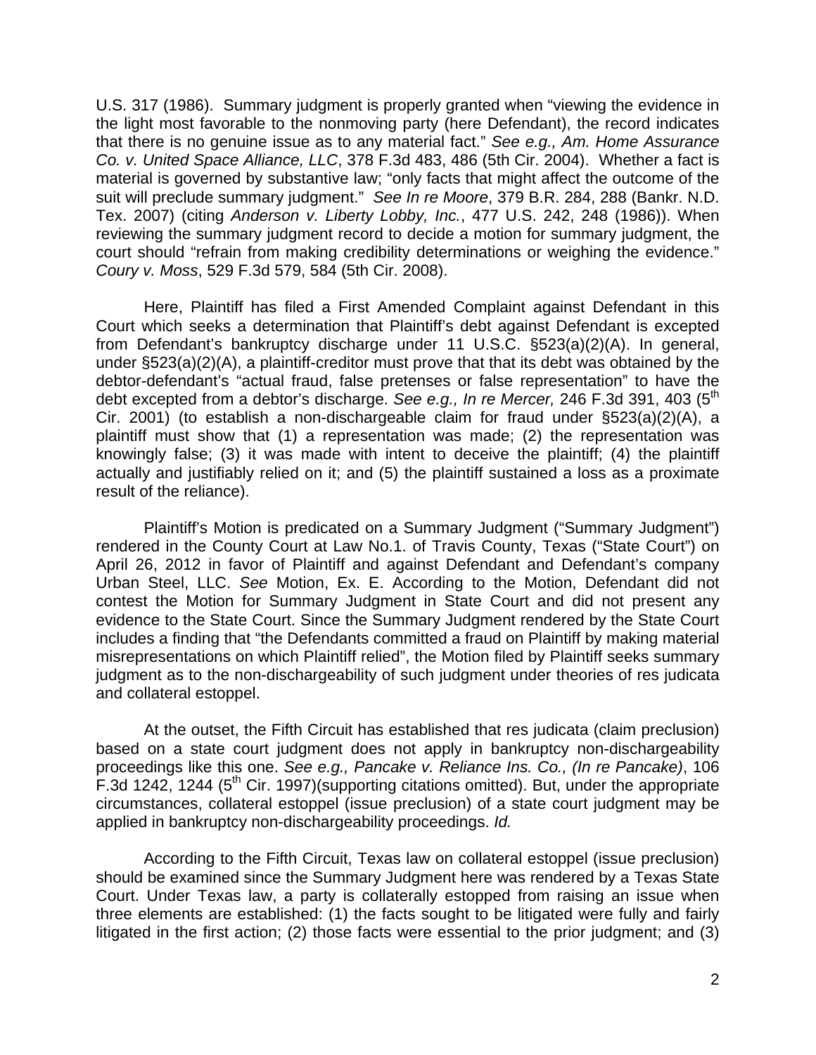U.S. 317 (1986). Summary judgment is properly granted when "viewing the evidence in the light most favorable to the nonmoving party (here Defendant), the record indicates that there is no genuine issue as to any material fact." *See e.g., Am. Home Assurance Co. v. United Space Alliance, LLC*, 378 F.3d 483, 486 (5th Cir. 2004). Whether a fact is material is governed by substantive law; "only facts that might affect the outcome of the suit will preclude summary judgment." *See In re Moore*, 379 B.R. 284, 288 (Bankr. N.D. Tex. 2007) (citing *Anderson v. Liberty Lobby, Inc.*, 477 U.S. 242, 248 (1986)). When reviewing the summary judgment record to decide a motion for summary judgment, the court should "refrain from making credibility determinations or weighing the evidence." *Coury v. Moss*, 529 F.3d 579, 584 (5th Cir. 2008).

Here, Plaintiff has filed a First Amended Complaint against Defendant in this Court which seeks a determination that Plaintiff's debt against Defendant is excepted from Defendant's bankruptcy discharge under 11 U.S.C. §523(a)(2)(A). In general, under §523(a)(2)(A), a plaintiff-creditor must prove that that its debt was obtained by the debtor-defendant's "actual fraud, false pretenses or false representation" to have the debt excepted from a debtor's discharge. *See e.g., In re Mercer,* 246 F.3d 391, 403 (5th Cir. 2001) (to establish a non-dischargeable claim for fraud under §523(a)(2)(A), a plaintiff must show that (1) a representation was made; (2) the representation was knowingly false; (3) it was made with intent to deceive the plaintiff; (4) the plaintiff actually and justifiably relied on it; and (5) the plaintiff sustained a loss as a proximate result of the reliance).

Plaintiff's Motion is predicated on a Summary Judgment ("Summary Judgment") rendered in the County Court at Law No.1. of Travis County, Texas ("State Court") on April 26, 2012 in favor of Plaintiff and against Defendant and Defendant's company Urban Steel, LLC. *See* Motion, Ex. E. According to the Motion, Defendant did not contest the Motion for Summary Judgment in State Court and did not present any evidence to the State Court. Since the Summary Judgment rendered by the State Court includes a finding that "the Defendants committed a fraud on Plaintiff by making material misrepresentations on which Plaintiff relied", the Motion filed by Plaintiff seeks summary judgment as to the non-dischargeability of such judgment under theories of res judicata and collateral estoppel.

At the outset, the Fifth Circuit has established that res judicata (claim preclusion) based on a state court judgment does not apply in bankruptcy non-dischargeability proceedings like this one. *See e.g., Pancake v. Reliance Ins. Co., (In re Pancake)*, 106 F.3d 1242, 1244 (5th Cir. 1997)(supporting citations omitted). But, under the appropriate circumstances, collateral estoppel (issue preclusion) of a state court judgment may be applied in bankruptcy non-dischargeability proceedings. *Id.*

According to the Fifth Circuit, Texas law on collateral estoppel (issue preclusion) should be examined since the Summary Judgment here was rendered by a Texas State Court. Under Texas law, a party is collaterally estopped from raising an issue when three elements are established: (1) the facts sought to be litigated were fully and fairly litigated in the first action; (2) those facts were essential to the prior judgment; and (3)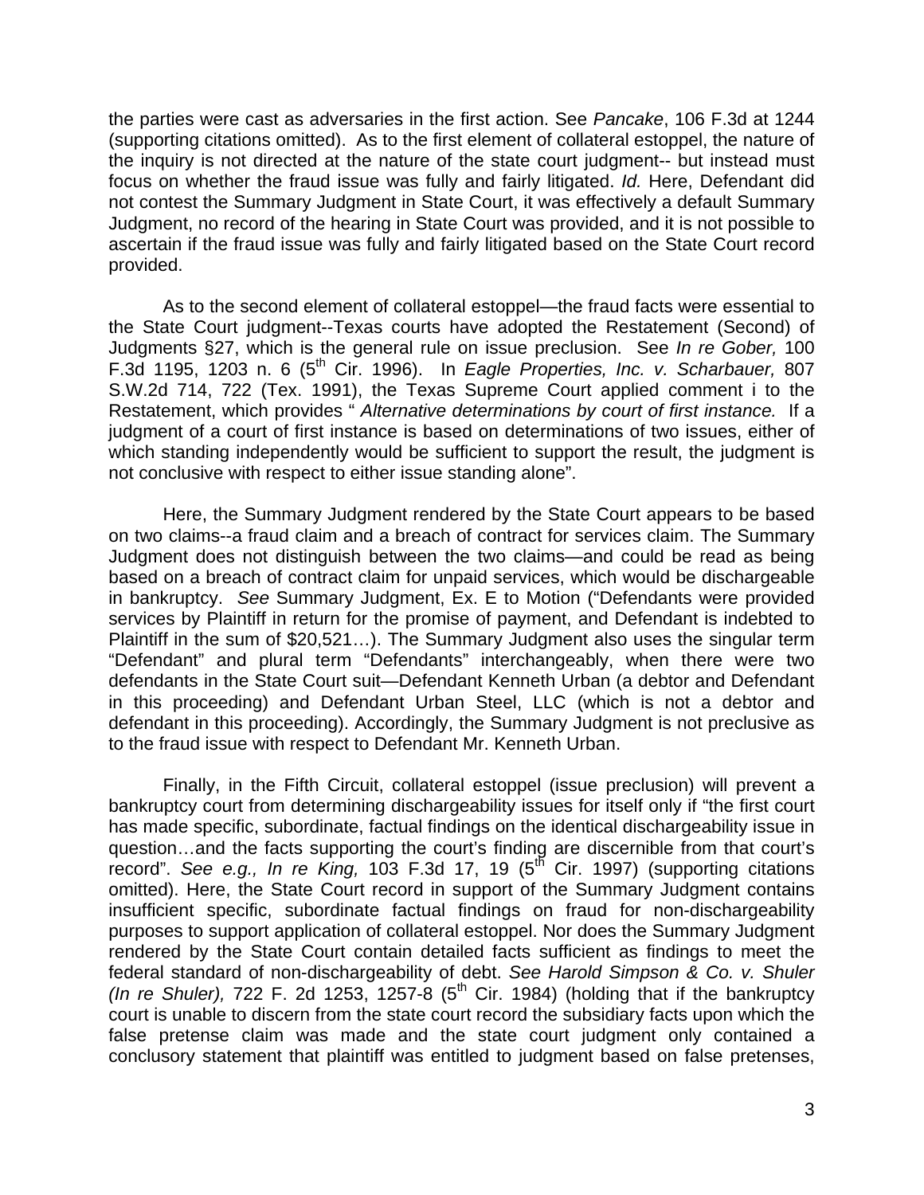the parties were cast as adversaries in the first action. See *Pancake*, 106 F.3d at 1244 (supporting citations omitted). As to the first element of collateral estoppel, the nature of the inquiry is not directed at the nature of the state court judgment-- but instead must focus on whether the fraud issue was fully and fairly litigated. *Id.* Here, Defendant did not contest the Summary Judgment in State Court, it was effectively a default Summary Judgment, no record of the hearing in State Court was provided, and it is not possible to ascertain if the fraud issue was fully and fairly litigated based on the State Court record provided.

As to the second element of collateral estoppel—the fraud facts were essential to the State Court judgment--Texas courts have adopted the Restatement (Second) of Judgments §27, which is the general rule on issue preclusion. See *In re Gober,* 100 F.3d 1195, 1203 n. 6 (5th Cir. 1996). In *Eagle Properties, Inc. v. Scharbauer,* 807 S.W.2d 714, 722 (Tex. 1991), the Texas Supreme Court applied comment i to the Restatement, which provides " *Alternative determinations by court of first instance.* If a judgment of a court of first instance is based on determinations of two issues, either of which standing independently would be sufficient to support the result, the judgment is not conclusive with respect to either issue standing alone".

Here, the Summary Judgment rendered by the State Court appears to be based on two claims--a fraud claim and a breach of contract for services claim. The Summary Judgment does not distinguish between the two claims—and could be read as being based on a breach of contract claim for unpaid services, which would be dischargeable in bankruptcy. *See* Summary Judgment, Ex. E to Motion ("Defendants were provided services by Plaintiff in return for the promise of payment, and Defendant is indebted to Plaintiff in the sum of $20,521…). The Summary Judgment also uses the singular term "Defendant" and plural term "Defendants" interchangeably, when there were two defendants in the State Court suit—Defendant Kenneth Urban (a debtor and Defendant in this proceeding) and Defendant Urban Steel, LLC (which is not a debtor and defendant in this proceeding). Accordingly, the Summary Judgment is not preclusive as to the fraud issue with respect to Defendant Mr. Kenneth Urban.

Finally, in the Fifth Circuit, collateral estoppel (issue preclusion) will prevent a bankruptcy court from determining dischargeability issues for itself only if "the first court has made specific, subordinate, factual findings on the identical dischargeability issue in question…and the facts supporting the court's finding are discernible from that court's record". *See e.g., In re King,* 103 F.3d 17, 19 (5th Cir. 1997) (supporting citations omitted). Here, the State Court record in support of the Summary Judgment contains insufficient specific, subordinate factual findings on fraud for non-dischargeability purposes to support application of collateral estoppel. Nor does the Summary Judgment rendered by the State Court contain detailed facts sufficient as findings to meet the federal standard of non-dischargeability of debt. *See Harold Simpson & Co. v. Shuler (In re Shuler),* 722 F. 2d 1253, 1257-8 (5th Cir. 1984) (holding that if the bankruptcy court is unable to discern from the state court record the subsidiary facts upon which the false pretense claim was made and the state court judgment only contained a conclusory statement that plaintiff was entitled to judgment based on false pretenses,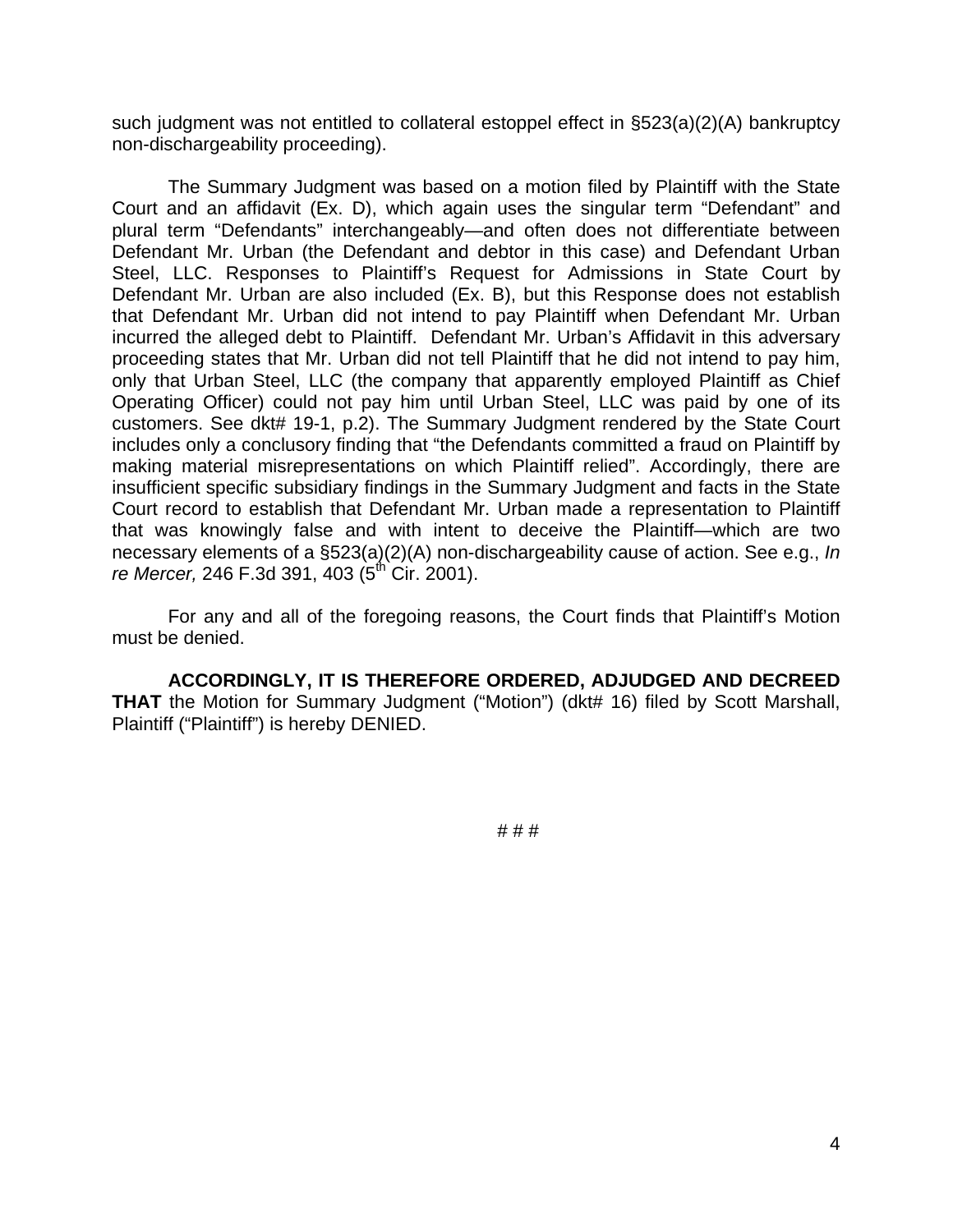such judgment was not entitled to collateral estoppel effect in §523(a)(2)(A) bankruptcy non-dischargeability proceeding).

The Summary Judgment was based on a motion filed by Plaintiff with the State Court and an affidavit (Ex. D), which again uses the singular term "Defendant" and plural term "Defendants" interchangeably—and often does not differentiate between Defendant Mr. Urban (the Defendant and debtor in this case) and Defendant Urban Steel, LLC. Responses to Plaintiff's Request for Admissions in State Court by Defendant Mr. Urban are also included (Ex. B), but this Response does not establish that Defendant Mr. Urban did not intend to pay Plaintiff when Defendant Mr. Urban incurred the alleged debt to Plaintiff. Defendant Mr. Urban's Affidavit in this adversary proceeding states that Mr. Urban did not tell Plaintiff that he did not intend to pay him, only that Urban Steel, LLC (the company that apparently employed Plaintiff as Chief Operating Officer) could not pay him until Urban Steel, LLC was paid by one of its customers. See dkt# 19-1, p.2). The Summary Judgment rendered by the State Court includes only a conclusory finding that "the Defendants committed a fraud on Plaintiff by making material misrepresentations on which Plaintiff relied". Accordingly, there are insufficient specific subsidiary findings in the Summary Judgment and facts in the State Court record to establish that Defendant Mr. Urban made a representation to Plaintiff that was knowingly false and with intent to deceive the Plaintiff—which are two necessary elements of a §523(a)(2)(A) non-dischargeability cause of action. See e.g., *In re Mercer,* 246 F.3d 391, 403 (5th Cir. 2001).

For any and all of the foregoing reasons, the Court finds that Plaintiff's Motion must be denied.

**ACCORDINGLY, IT IS THEREFORE ORDERED, ADJUDGED AND DECREED THAT** the Motion for Summary Judgment ("Motion") (dkt# 16) filed by Scott Marshall, Plaintiff ("Plaintiff") is hereby DENIED.

# # #